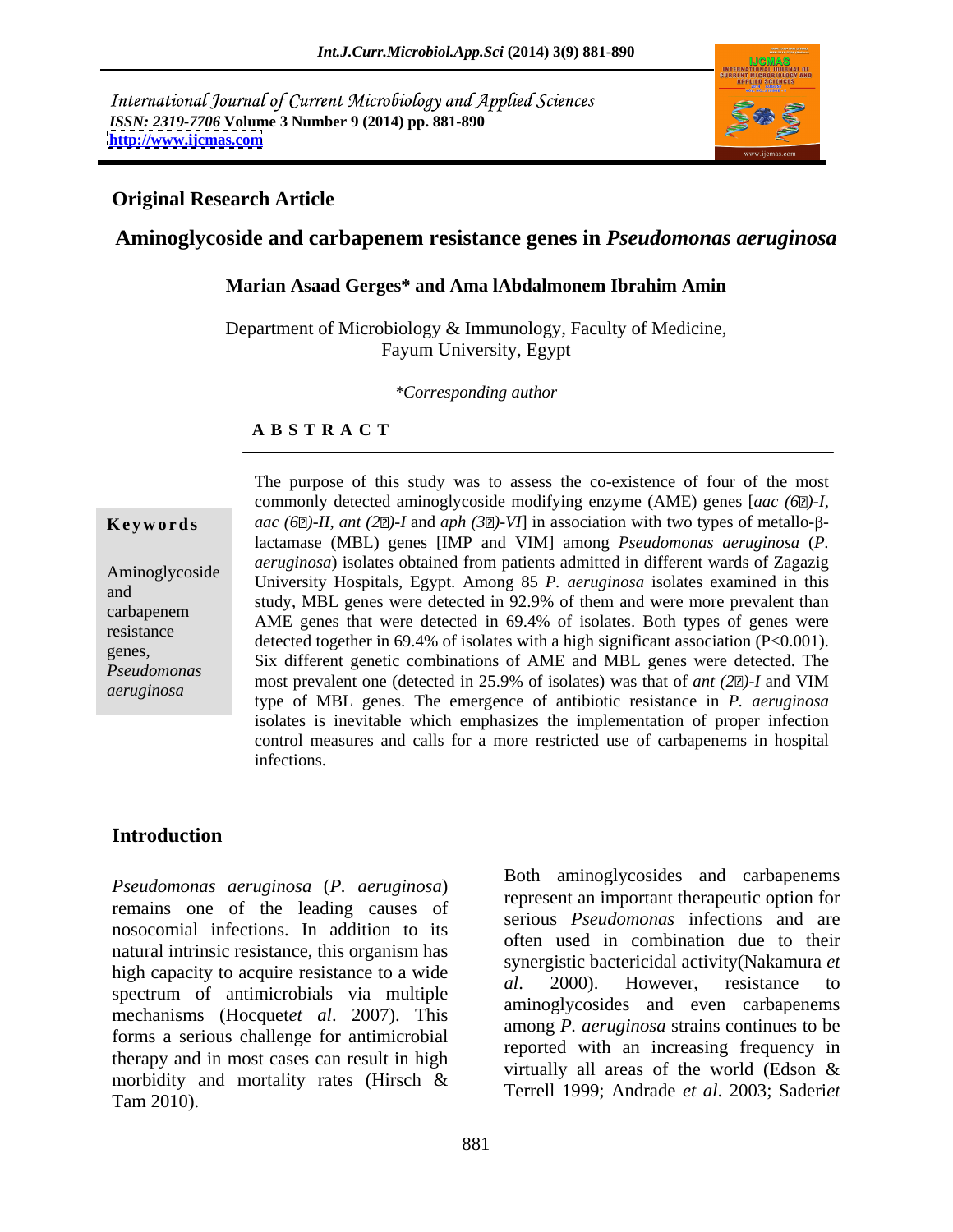International Journal of Current Microbiology and Applied Sciences
*ISSN: 2319-7706* **Volume 3 Number 9 (2014) pp. 881-890**
**http://www.ijcmas.com**

**Original Research Article**

# Aminoglycoside and carbapenem resistance genes in *Pseudomonas aeruginosa*

**Marian Asaad Gerges\* and Ama lAbdalmonem Ibrahim Amin**

Department of Microbiology & Immunology, Faculty of Medicine, Fayum University, Egypt

*\*Corresponding author*

**A B S T R A C T**

**Keywords**

Aminoglycoside and carbapenem resistance genes, *Pseudomonas aeruginosa*

The purpose of this study was to assess the co-existence of four of the most commonly detected aminoglycoside modifying enzyme (AME) genes [*aac (6′)-I*, *aac (6′)-II*, *ant (2′)-I* and *aph (3′)-VI*] in association with two types of metallo-β-lactamase (MBL) genes [IMP and VIM] among *Pseudomonas aeruginosa* (*P. aeruginosa*) isolates obtained from patients admitted in different wards of Zagazig University Hospitals, Egypt. Among 85 *P. aeruginosa* isolates examined in this study, MBL genes were detected in 92.9% of them and were more prevalent than AME genes that were detected in 69.4% of isolates. Both types of genes were detected together in 69.4% of isolates with a high significant association (P<0.001). Six different genetic combinations of AME and MBL genes were detected. The most prevalent one (detected in 25.9% of isolates) was that of *ant (2′)-I* and VIM type of MBL genes. The emergence of antibiotic resistance in *P. aeruginosa* isolates is inevitable which emphasizes the implementation of proper infection control measures and calls for a more restricted use of carbapenems in hospital infections.

## Introduction

*Pseudomonas aeruginosa* (*P. aeruginosa*) remains one of the leading causes of nosocomial infections. In addition to its natural intrinsic resistance, this organism has high capacity to acquire resistance to a wide spectrum of antimicrobials via multiple mechanisms (Hocquet*et al*. 2007). This forms a serious challenge for antimicrobial therapy and in most cases can result in high morbidity and mortality rates (Hirsch & Tam 2010).

Both aminoglycosides and carbapenems represent an important therapeutic option for serious *Pseudomonas* infections and are often used in combination due to their synergistic bactericidal activity(Nakamura *et al*. 2000). However, resistance to aminoglycosides and even carbapenems among *P. aeruginosa* strains continues to be reported with an increasing frequency in virtually all areas of the world (Edson & Terrell 1999; Andrade *et al*. 2003; Saderi*et*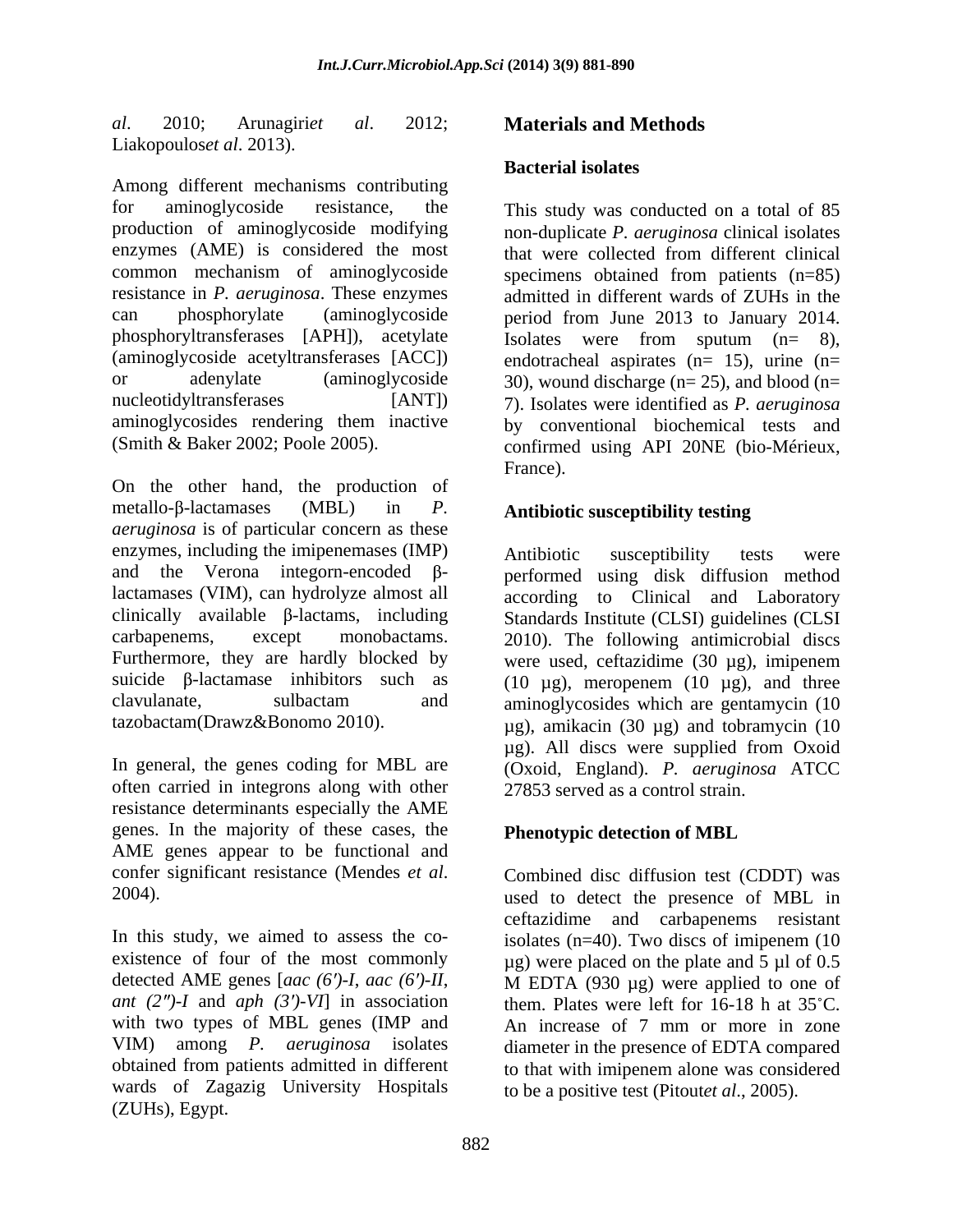*al*. 2010; Arunagiri*et al*. 2012; Liakopoulos*et al*. 2013).

Among different mechanisms contributing for aminoglycoside resistance, the production of aminoglycoside modifying enzymes (AME) is considered the most common mechanism of aminoglycoside resistance in *P. aeruginosa*. These enzymes can phosphorylate (aminoglycoside phosphoryltransferases [APH]), acetylate (aminoglycoside acetyltransferases [ACC]) or adenylate (aminoglycoside nucleotidyltransferases [ANT]) aminoglycosides rendering them inactive (Smith & Baker 2002; Poole 2005).

On the other hand, the production of metallo-β-lactamases (MBL) in *P. aeruginosa* is of particular concern as these enzymes, including the imipenemases (IMP) and the Verona integorn-encoded β-lactamases (VIM), can hydrolyze almost all clinically available β-lactams, including carbapenems, except monobactams. Furthermore, they are hardly blocked by suicide β-lactamase inhibitors such as clavulanate, sulbactam and tazobactam(Drawz&Bonomo 2010).

In general, the genes coding for MBL are often carried in integrons along with other resistance determinants especially the AME genes. In the majority of these cases, the AME genes appear to be functional and confer significant resistance (Mendes *et al*. 2004).

In this study, we aimed to assess the co-existence of four of the most commonly detected AME genes [*aac (6′)-I*, *aac (6′)-II*, *ant (2″)-I* and *aph (3′)-VI*] in association with two types of MBL genes (IMP and VIM) among *P. aeruginosa* isolates obtained from patients admitted in different wards of Zagazig University Hospitals (ZUHs), Egypt.

## Materials and Methods

### Bacterial isolates

This study was conducted on a total of 85 non-duplicate *P. aeruginosa* clinical isolates that were collected from different clinical specimens obtained from patients (n=85) admitted in different wards of ZUHs in the period from June 2013 to January 2014. Isolates were from sputum (n= 8), endotracheal aspirates (n= 15), urine (n= 30), wound discharge (n= 25), and blood (n= 7). Isolates were identified as *P. aeruginosa* by conventional biochemical tests and confirmed using API 20NE (bio-Mérieux, France).

### Antibiotic susceptibility testing

Antibiotic susceptibility tests were performed using disk diffusion method according to Clinical and Laboratory Standards Institute (CLSI) guidelines (CLSI 2010). The following antimicrobial discs were used, ceftazidime (30 µg), imipenem (10 µg), meropenem (10 µg), and three aminoglycosides which are gentamycin (10 µg), amikacin (30 µg) and tobramycin (10 µg). All discs were supplied from Oxoid (Oxoid, England). *P. aeruginosa* ATCC 27853 served as a control strain.

### Phenotypic detection of MBL

Combined disc diffusion test (CDDT) was used to detect the presence of MBL in ceftazidime and carbapenems resistant isolates (n=40). Two discs of imipenem (10 µg) were placed on the plate and 5 µl of 0.5 M EDTA (930 µg) were applied to one of them. Plates were left for 16-18 h at 35˚C. An increase of 7 mm or more in zone diameter in the presence of EDTA compared to that with imipenem alone was considered to be a positive test (Pitout*et al*., 2005).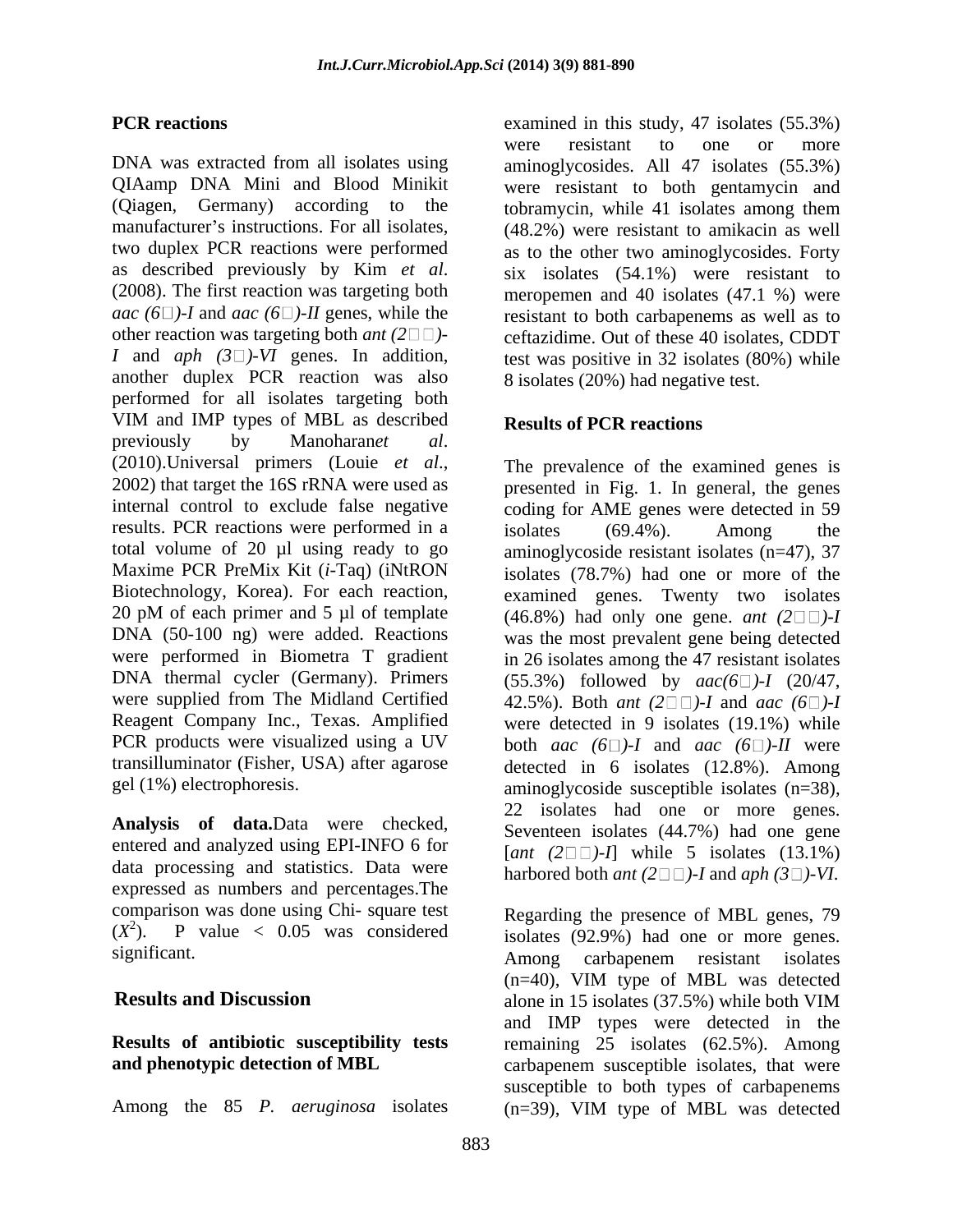### PCR reactions

DNA was extracted from all isolates using QIAamp DNA Mini and Blood Minikit (Qiagen, Germany) according to the manufacturer's instructions. For all isolates, two duplex PCR reactions were performed as described previously by Kim *et al*. (2008). The first reaction was targeting both *aac (6□)-I* and *aac (6□)-II* genes, while the other reaction was targeting both *ant (2□□)-I* and *aph (3□)-VI* genes. In addition, another duplex PCR reaction was also performed for all isolates targeting both VIM and IMP types of MBL as described previously by Manoharan*et al*. (2010).Universal primers (Louie *et al*., 2002) that target the 16S rRNA were used as internal control to exclude false negative results. PCR reactions were performed in a total volume of 20 µl using ready to go Maxime PCR PreMix Kit (*i*-Taq) (iNtRON Biotechnology, Korea). For each reaction, 20 pM of each primer and 5 µl of template DNA (50-100 ng) were added. Reactions were performed in Biometra T gradient DNA thermal cycler (Germany). Primers were supplied from The Midland Certified Reagent Company Inc., Texas. Amplified PCR products were visualized using a UV transilluminator (Fisher, USA) after agarose gel (1%) electrophoresis.

**Analysis of data.**Data were checked, entered and analyzed using EPI-INFO 6 for data processing and statistics. Data were expressed as numbers and percentages.The comparison was done using Chi- square test ($X^2$). P value < 0.05 was considered significant.

## Results and Discussion

### Results of antibiotic susceptibility tests and phenotypic detection of MBL

Among the 85 *P. aeruginosa* isolates examined in this study, 47 isolates (55.3%) were resistant to one or more aminoglycosides. All 47 isolates (55.3%) were resistant to both gentamycin and tobramycin, while 41 isolates among them (48.2%) were resistant to amikacin as well as to the other two aminoglycosides. Forty six isolates (54.1%) were resistant to meropemen and 40 isolates (47.1 %) were resistant to both carbapenems as well as to ceftazidime. Out of these 40 isolates, CDDT test was positive in 32 isolates (80%) while 8 isolates (20%) had negative test.

### Results of PCR reactions

The prevalence of the examined genes is presented in Fig. 1. In general, the genes coding for AME genes were detected in 59 isolates (69.4%). Among the aminoglycoside resistant isolates (n=47), 37 isolates (78.7%) had one or more of the examined genes. Twenty two isolates (46.8%) had only one gene. *ant (2□□)-I* was the most prevalent gene being detected in 26 isolates among the 47 resistant isolates (55.3%) followed by *aac(6□)-I* (20/47, 42.5%). Both *ant (2□□)-I* and *aac (6□)-I* were detected in 9 isolates (19.1%) while both *aac (6□)-I* and *aac (6□)-II* were detected in 6 isolates (12.8%). Among aminoglycoside susceptible isolates (n=38), 22 isolates had one or more genes. Seventeen isolates (44.7%) had one gene [*ant (2□□)-I*] while 5 isolates (13.1%) harbored both *ant (2□□)-I* and *aph (3□)-VI*.

Regarding the presence of MBL genes, 79 isolates (92.9%) had one or more genes. Among carbapenem resistant isolates (n=40), VIM type of MBL was detected alone in 15 isolates (37.5%) while both VIM and IMP types were detected in the remaining 25 isolates (62.5%). Among carbapenem susceptible isolates, that were susceptible to both types of carbapenems (n=39), VIM type of MBL was detected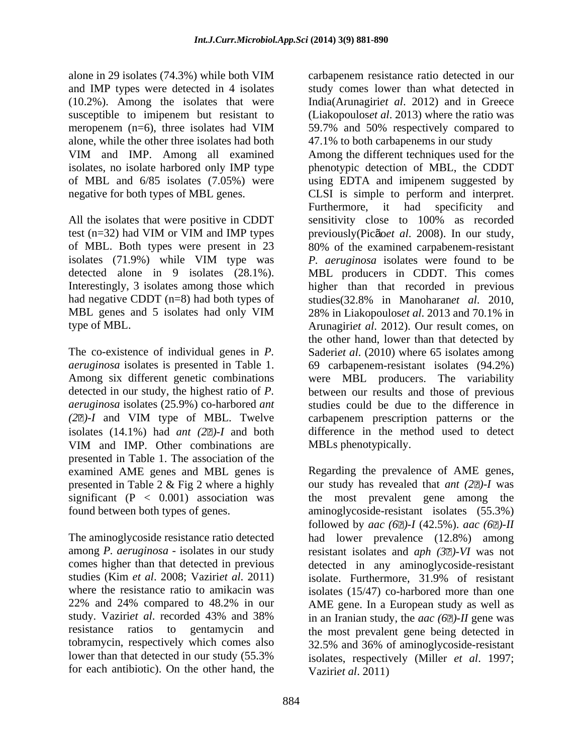alone in 29 isolates (74.3%) while both VIM and IMP types were detected in 4 isolates (10.2%). Among the isolates that were susceptible to imipenem but resistant to meropenem (n=6), three isolates had VIM alone, while the other three isolates had both VIM and IMP. Among all examined isolates, no isolate harbored only IMP type of MBL and 6/85 isolates (7.05%) were negative for both types of MBL genes.

All the isolates that were positive in CDDT test (n=32) had VIM or VIM and IMP types of MBL. Both types were present in 23 isolates (71.9%) while VIM type was detected alone in 9 isolates (28.1%). Interestingly, 3 isolates among those which had negative CDDT (n=8) had both types of MBL genes and 5 isolates had only VIM type of MBL.

The co-existence of individual genes in *P. aeruginosa* isolates is presented in Table 1. Among six different genetic combinations detected in our study, the highest ratio of *P. aeruginosa* isolates (25.9%) co-harbored *ant (2′′)-I* and VIM type of MBL. Twelve isolates (14.1%) had *ant (2′′)-I* and both VIM and IMP. Other combinations are presented in Table 1. The association of the examined AME genes and MBL genes is presented in Table 2 & Fig 2 where a highly significant ($P < 0.001$) association was found between both types of genes.

The aminoglycoside resistance ratio detected among *P. aeruginosa* - isolates in our study comes higher than that detected in previous studies (Kim *et al*. 2008; Vaziri*et al*. 2011) where the resistance ratio to amikacin was 22% and 24% compared to 48.2% in our study. Vaziri*et al*. recorded 43% and 38% resistance ratios to gentamycin and tobramycin, respectively which comes also lower than that detected in our study (55.3% for each antibiotic). On the other hand, the carbapenem resistance ratio detected in our study comes lower than what detected in India(Arunagiri*et al*. 2012) and in Greece (Liakopoulos*et al*. 2013) where the ratio was 59.7% and 50% respectively compared to 47.1% to both carbapenems in our study

Among the different techniques used for the phenotypic detection of MBL, the CDDT using EDTA and imipenem suggested by CLSI is simple to perform and interpret. Furthermore, it had specificity and sensitivity close to 100% as recorded previously(Picão*et al*. 2008). In our study, 80% of the examined carpabenem-resistant *P. aeruginosa* isolates were found to be MBL producers in CDDT. This comes higher than that recorded in previous studies(32.8% in Manoharan*et al*. 2010, 28% in Liakopoulos*et al*. 2013 and 70.1% in Arunagiri*et al*. 2012). Our result comes, on the other hand, lower than that detected by Saderi*et al*. (2010) where 65 isolates among 69 carbapenem-resistant isolates (94.2%) were MBL producers. The variability between our results and those of previous studies could be due to the difference in carbapenem prescription patterns or the difference in the method used to detect MBLs phenotypically.

Regarding the prevalence of AME genes, our study has revealed that *ant (2′′)-I* was the most prevalent gene among the aminoglycoside-resistant isolates (55.3%) followed by *aac (6′)-I* (42.5%). *aac (6′)-II* had lower prevalence (12.8%) among resistant isolates and *aph (3′)-VI* was not detected in any aminoglycoside-resistant isolate. Furthermore, 31.9% of resistant isolates (15/47) co-harbored more than one AME gene. In a European study as well as in an Iranian study, the *aac (6′)-II* gene was the most prevalent gene being detected in 32.5% and 36% of aminoglycoside-resistant isolates, respectively (Miller *et al*. 1997; Vaziri*et al*. 2011)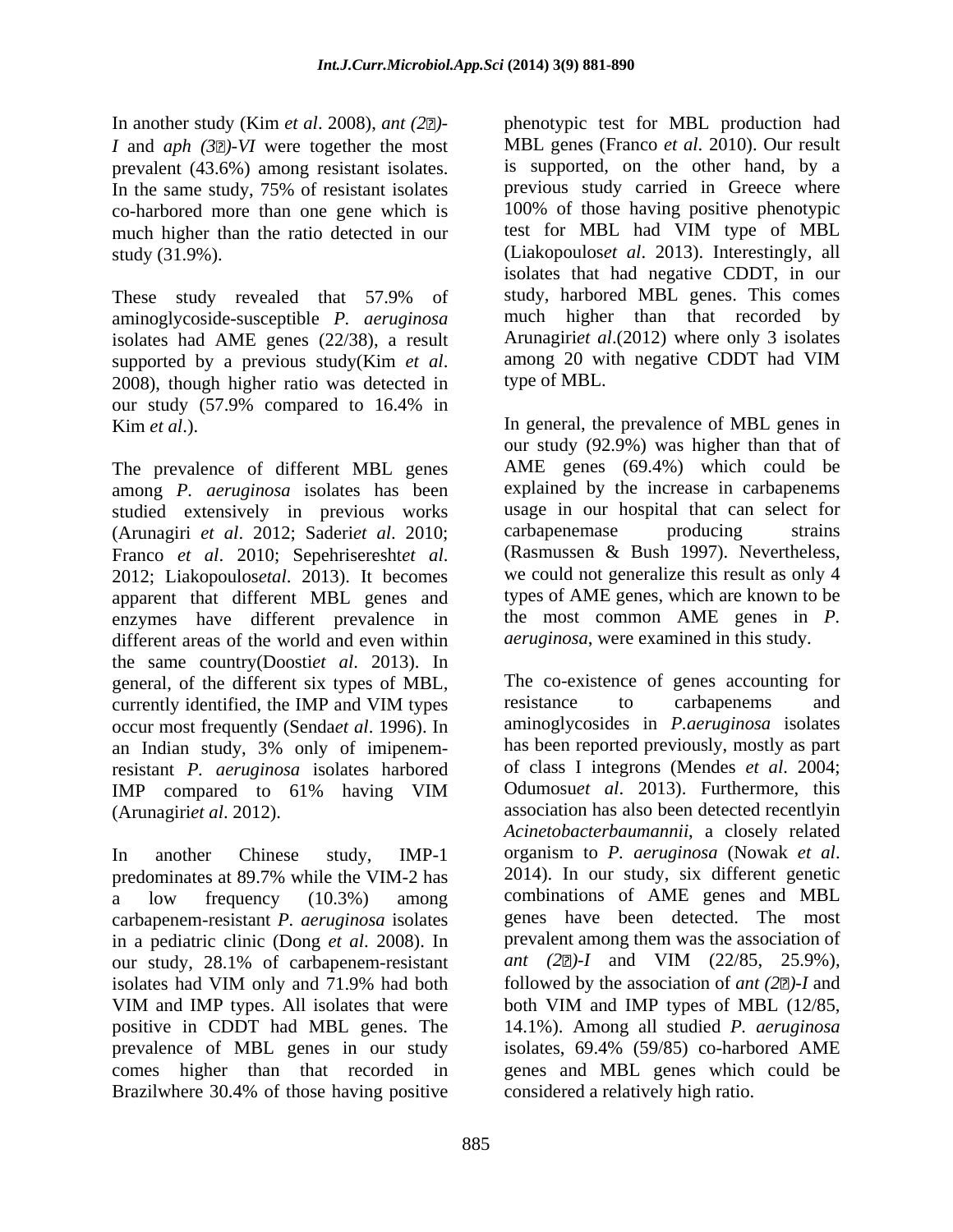In another study (Kim *et al*. 2008), *ant (2)-I* and *aph (3)-VI* were together the most prevalent (43.6%) among resistant isolates. In the same study, 75% of resistant isolates co-harbored more than one gene which is much higher than the ratio detected in our study (31.9%).

These study revealed that 57.9% of aminoglycoside-susceptible *P. aeruginosa* isolates had AME genes (22/38), a result supported by a previous study(Kim *et al*. 2008), though higher ratio was detected in our study (57.9% compared to 16.4% in Kim *et al*.).

The prevalence of different MBL genes among *P. aeruginosa* isolates has been studied extensively in previous works (Arunagiri *et al*. 2012; Saderi*et al*. 2010; Franco *et al*. 2010; Sepehrisereshte*t al*. 2012; Liakopoulos*etal*. 2013). It becomes apparent that different MBL genes and enzymes have different prevalence in different areas of the world and even within the same country(Doosti*et al*. 2013). In general, of the different six types of MBL, currently identified, the IMP and VIM types occur most frequently (Senda*et al*. 1996). In an Indian study, 3% only of imipenem-resistant *P. aeruginosa* isolates harbored IMP compared to 61% having VIM (Arunagiri*et al*. 2012).

In another Chinese study, IMP-1 predominates at 89.7% while the VIM-2 has a low frequency (10.3%) among carbapenem-resistant *P. aeruginosa* isolates in a pediatric clinic (Dong *et al*. 2008). In our study, 28.1% of carbapenem-resistant isolates had VIM only and 71.9% had both VIM and IMP types. All isolates that were positive in CDDT had MBL genes. The prevalence of MBL genes in our study comes higher than that recorded in Brazilwhere 30.4% of those having positive phenotypic test for MBL production had MBL genes (Franco *et al*. 2010). Our result is supported, on the other hand, by a previous study carried in Greece where 100% of those having positive phenotypic test for MBL had VIM type of MBL (Liakopoulos*et al*. 2013). Interestingly, all isolates that had negative CDDT, in our study, harbored MBL genes. This comes much higher than that recorded by Arunagiri*et al*.(2012) where only 3 isolates among 20 with negative CDDT had VIM type of MBL.

In general, the prevalence of MBL genes in our study (92.9%) was higher than that of AME genes (69.4%) which could be explained by the increase in carbapenems usage in our hospital that can select for carbapenemase producing strains (Rasmussen & Bush 1997). Nevertheless, we could not generalize this result as only 4 types of AME genes, which are known to be the most common AME genes in *P. aeruginosa*, were examined in this study.

The co-existence of genes accounting for resistance to carbapenems and aminoglycosides in *P.aeruginosa* isolates has been reported previously, mostly as part of class I integrons (Mendes *et al*. 2004; Odumosu*et al*. 2013). Furthermore, this association has also been detected recentlyin *Acinetobacterbaumannii*, a closely related organism to *P. aeruginosa* (Nowak *et al*. 2014). In our study, six different genetic combinations of AME genes and MBL genes have been detected. The most prevalent among them was the association of *ant (2)-I* and VIM (22/85, 25.9%), followed by the association of *ant (2)-I* and both VIM and IMP types of MBL (12/85, 14.1%). Among all studied *P. aeruginosa* isolates, 69.4% (59/85) co-harbored AME genes and MBL genes which could be considered a relatively high ratio.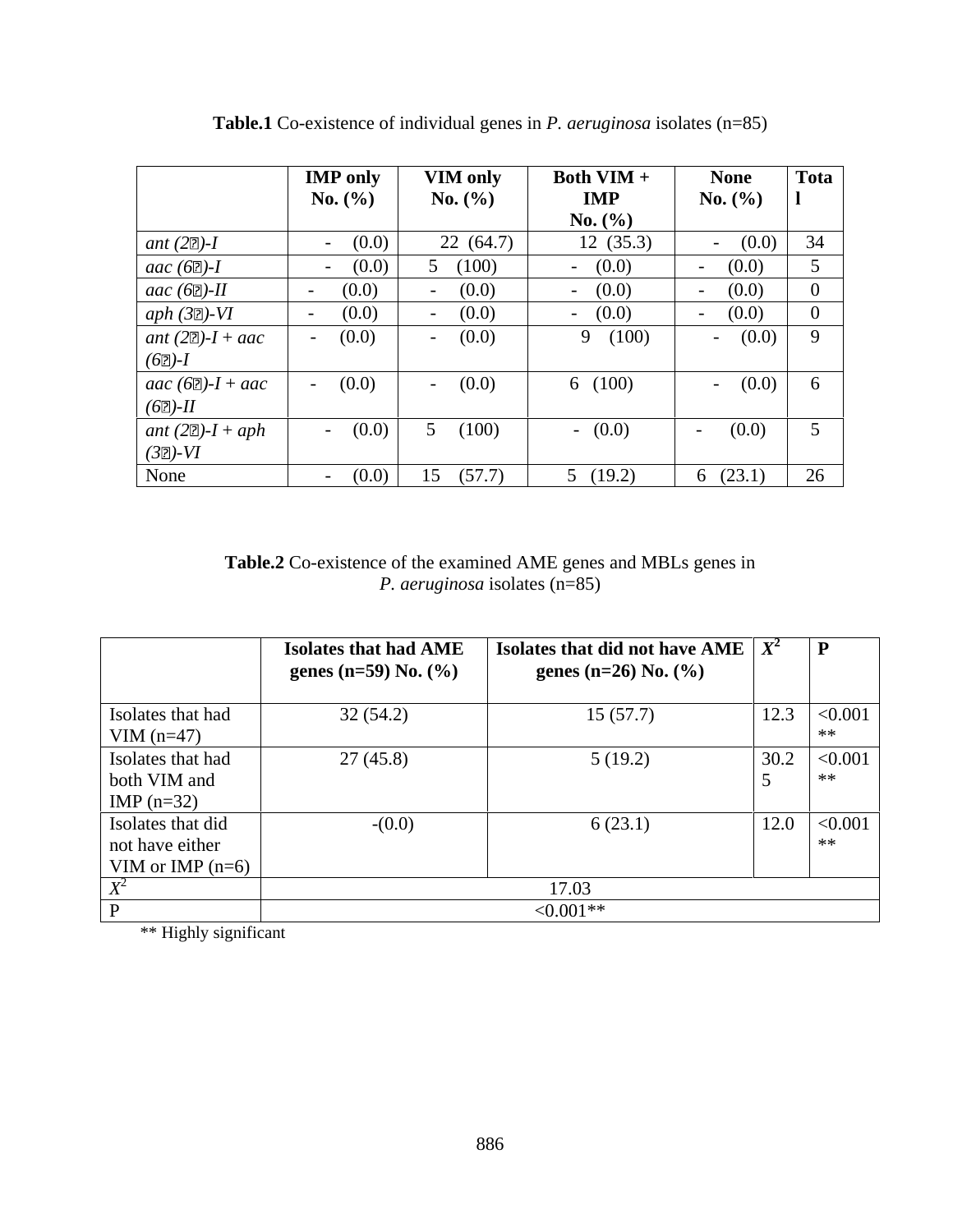**Table.1** Co-existence of individual genes in *P. aeruginosa* isolates (n=85)

| | **IMP only No. (%)** | **VIM only No. (%)** | **Both VIM + IMP No. (%)** | **None No. (%)** | **Total** |
|---|---|---|---|---|---|
| *ant (2*⍰*)-I* | - (0.0) | 22 (64.7) | 12 (35.3) | - (0.0) | 34 |
| *aac (6*⍰*)-I* | - (0.0) | 5 (100) | - (0.0) | - (0.0) | 5 |
| *aac (6*⍰*)-II* | - (0.0) | - (0.0) | - (0.0) | - (0.0) | 0 |
| *aph (3*⍰*)-VI* | - (0.0) | - (0.0) | - (0.0) | - (0.0) | 0 |
| *ant (2*⍰*)-I + aac (6*⍰*)-I* | - (0.0) | - (0.0) | 9 (100) | - (0.0) | 9 |
| *aac (6*⍰*)-I + aac (6*⍰*)-II* | - (0.0) | - (0.0) | 6 (100) | - (0.0) | 6 |
| *ant (2*⍰*)-I + aph (3*⍰*)-VI* | - (0.0) | 5 (100) | - (0.0) | - (0.0) | 5 |
| None | - (0.0) | 15 (57.7) | 5 (19.2) | 6 (23.1) | 26 |

**Table.2** Co-existence of the examined AME genes and MBLs genes in *P. aeruginosa* isolates (n=85)

| | **Isolates that had AME genes (n=59) No. (%)** | **Isolates that did not have AME genes (n=26) No. (%)** | $X^2$ | **P** |
|---|---|---|---|---|
| Isolates that had VIM (n=47) | 32 (54.2) | 15 (57.7) | 12.3 | <0.001** |
| Isolates that had both VIM and IMP (n=32) | 27 (45.8) | 5 (19.2) | 30.25 | <0.001** |
| Isolates that did not have either VIM or IMP (n=6) | -(0.0) | 6 (23.1) | 12.0 | <0.001** |
| $X^2$ | 17.03 | | | |
| P | <0.001** | | | |

** Highly significant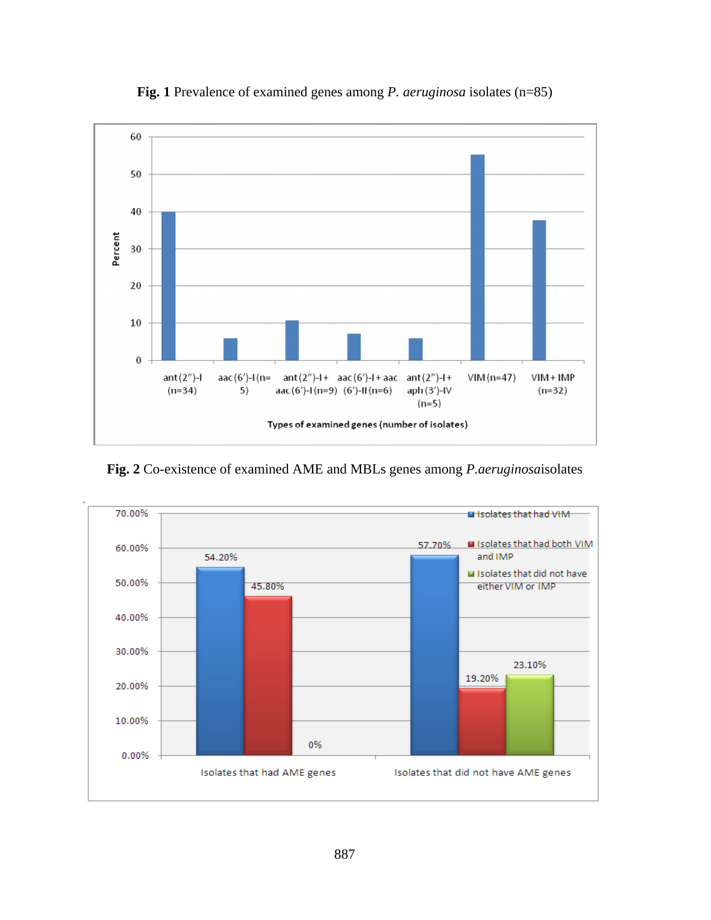**Fig. 1** Prevalence of examined genes among *P. aeruginosa* isolates (n=85)

**Fig. 2** Co-existence of examined AME and MBLs genes among *P.aeruginosa*isolates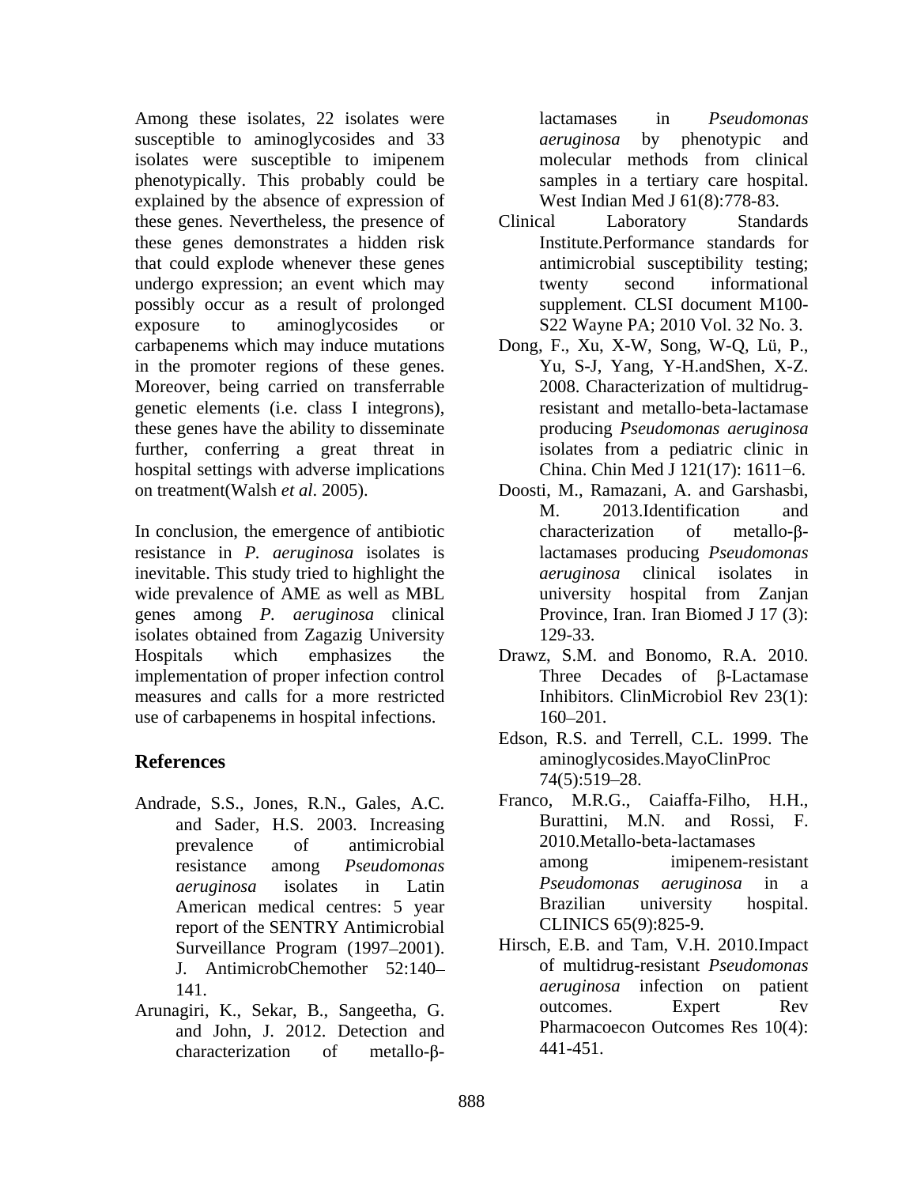Among these isolates, 22 isolates were susceptible to aminoglycosides and 33 isolates were susceptible to imipenem phenotypically. This probably could be explained by the absence of expression of these genes. Nevertheless, the presence of these genes demonstrates a hidden risk that could explode whenever these genes undergo expression; an event which may possibly occur as a result of prolonged exposure to aminoglycosides or carbapenems which may induce mutations in the promoter regions of these genes. Moreover, being carried on transferrable genetic elements (i.e. class I integrons), these genes have the ability to disseminate further, conferring a great threat in hospital settings with adverse implications on treatment(Walsh *et al*. 2005).

In conclusion, the emergence of antibiotic resistance in *P. aeruginosa* isolates is inevitable. This study tried to highlight the wide prevalence of AME as well as MBL genes among *P. aeruginosa* clinical isolates obtained from Zagazig University Hospitals which emphasizes the implementation of proper infection control measures and calls for a more restricted use of carbapenems in hospital infections.

## References

Andrade, S.S., Jones, R.N., Gales, A.C. and Sader, H.S. 2003. Increasing prevalence of antimicrobial resistance among *Pseudomonas aeruginosa* isolates in Latin American medical centres: 5 year report of the SENTRY Antimicrobial Surveillance Program (1997–2001). J. AntimicrobChemother 52:140–141.

Arunagiri, K., Sekar, B., Sangeetha, G. and John, J. 2012. Detection and characterization of metallo-β-lactamases in *Pseudomonas aeruginosa* by phenotypic and molecular methods from clinical samples in a tertiary care hospital. West Indian Med J 61(8):778-83.

Clinical Laboratory Standards Institute.Performance standards for antimicrobial susceptibility testing; twenty second informational supplement. CLSI document M100-S22 Wayne PA; 2010 Vol. 32 No. 3.

Dong, F., Xu, X-W, Song, W-Q, Lü, P., Yu, S-J, Yang, Y-H.andShen, X-Z. 2008. Characterization of multidrug-resistant and metallo-beta-lactamase producing *Pseudomonas aeruginosa* isolates from a pediatric clinic in China. Chin Med J 121(17): 1611−6.

Doosti, M., Ramazani, A. and Garshasbi, M. 2013.Identification and characterization of metallo-β-lactamases producing *Pseudomonas aeruginosa* clinical isolates in university hospital from Zanjan Province, Iran. Iran Biomed J 17 (3): 129-33.

Drawz, S.M. and Bonomo, R.A. 2010. Three Decades of β-Lactamase Inhibitors. ClinMicrobiol Rev 23(1): 160–201.

Edson, R.S. and Terrell, C.L. 1999. The aminoglycosides.MayoClinProc 74(5):519–28.

Franco, M.R.G., Caiaffa-Filho, H.H., Burattini, M.N. and Rossi, F. 2010.Metallo-beta-lactamases among imipenem-resistant *Pseudomonas aeruginosa* in a Brazilian university hospital. CLINICS 65(9):825-9.

Hirsch, E.B. and Tam, V.H. 2010.Impact of multidrug-resistant *Pseudomonas aeruginosa* infection on patient outcomes. Expert Rev Pharmacoecon Outcomes Res 10(4): 441-451.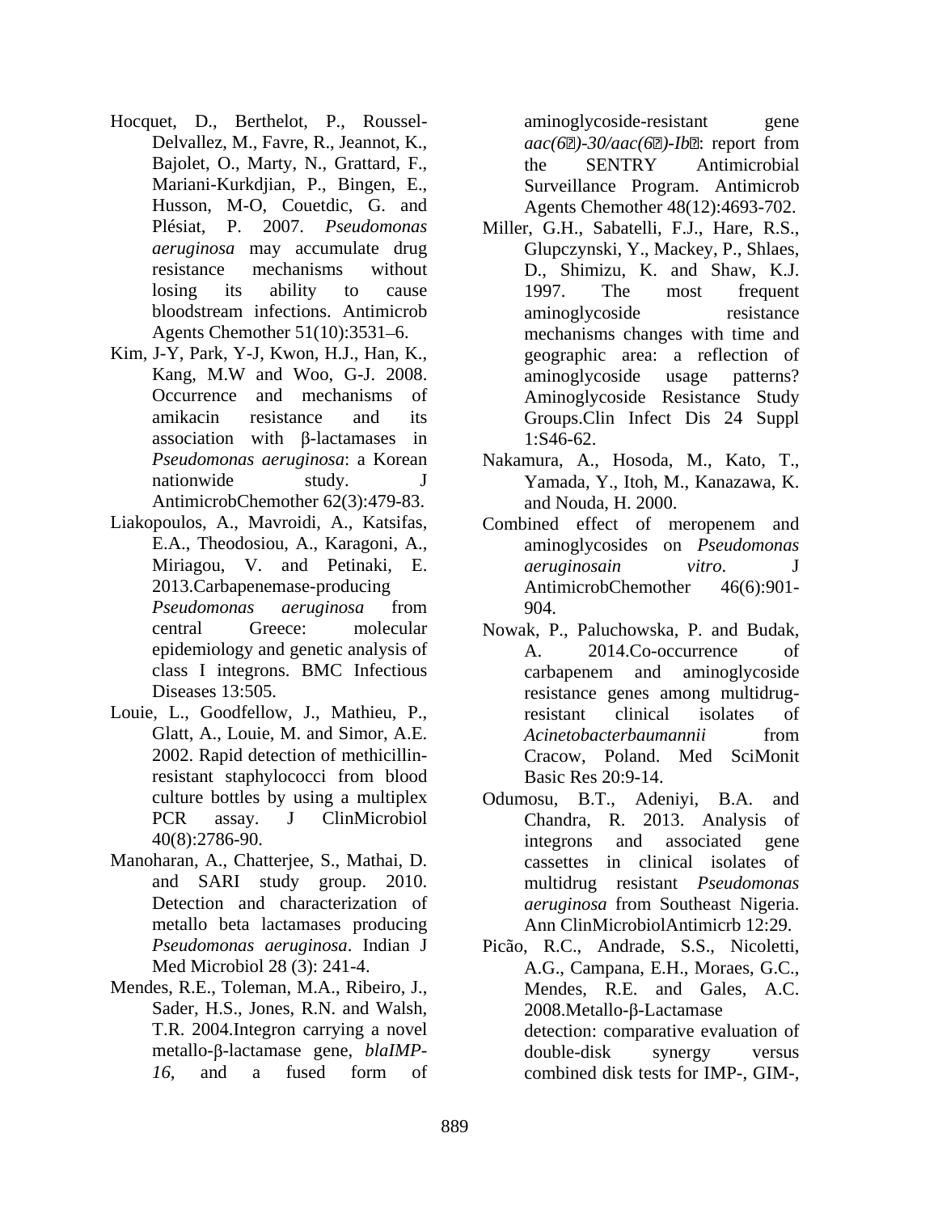Hocquet, D., Berthelot, P., Roussel-Delvallez, M., Favre, R., Jeannot, K., Bajolet, O., Marty, N., Grattard, F., Mariani-Kurkdjian, P., Bingen, E., Husson, M-O, Couetdic, G. and Plésiat, P. 2007. *Pseudomonas aeruginosa* may accumulate drug resistance mechanisms without losing its ability to cause bloodstream infections. Antimicrob Agents Chemother 51(10):3531–6.

Kim, J-Y, Park, Y-J, Kwon, H.J., Han, K., Kang, M.W and Woo, G-J. 2008. Occurrence and mechanisms of amikacin resistance and its association with β-lactamases in *Pseudomonas aeruginosa*: a Korean nationwide study. J AntimicrobChemother 62(3):479-83.

Liakopoulos, A., Mavroidi, A., Katsifas, E.A., Theodosiou, A., Karagoni, A., Miriagou, V. and Petinaki, E. 2013.Carbapenemase-producing *Pseudomonas aeruginosa* from central Greece: molecular epidemiology and genetic analysis of class I integrons. BMC Infectious Diseases 13:505.

Louie, L., Goodfellow, J., Mathieu, P., Glatt, A., Louie, M. and Simor, A.E. 2002. Rapid detection of methicillin-resistant staphylococci from blood culture bottles by using a multiplex PCR assay. J ClinMicrobiol 40(8):2786-90.

Manoharan, A., Chatterjee, S., Mathai, D. and SARI study group. 2010. Detection and characterization of metallo beta lactamases producing *Pseudomonas aeruginosa*. Indian J Med Microbiol 28 (3): 241-4.

Mendes, R.E., Toleman, M.A., Ribeiro, J., Sader, H.S., Jones, R.N. and Walsh, T.R. 2004.Integron carrying a novel metallo-β-lactamase gene, *blaIMP-16*, and a fused form of aminoglycoside-resistant gene *aac(6')-30/aac(6')-Ib'*: report from the SENTRY Antimicrobial Surveillance Program. Antimicrob Agents Chemother 48(12):4693-702.

Miller, G.H., Sabatelli, F.J., Hare, R.S., Glupczynski, Y., Mackey, P., Shlaes, D., Shimizu, K. and Shaw, K.J. 1997. The most frequent aminoglycoside resistance mechanisms changes with time and geographic area: a reflection of aminoglycoside usage patterns? Aminoglycoside Resistance Study Groups.Clin Infect Dis 24 Suppl 1:S46-62.

Nakamura, A., Hosoda, M., Kato, T., Yamada, Y., Itoh, M., Kanazawa, K. and Nouda, H. 2000.

Combined effect of meropenem and aminoglycosides on *Pseudomonas aeruginosain vitro*. J AntimicrobChemother 46(6):901-904.

Nowak, P., Paluchowska, P. and Budak, A. 2014.Co-occurrence of carbapenem and aminoglycoside resistance genes among multidrug-resistant clinical isolates of *Acinetobacterbaumannii* from Cracow, Poland. Med SciMonit Basic Res 20:9-14.

Odumosu, B.T., Adeniyi, B.A. and Chandra, R. 2013. Analysis of integrons and associated gene cassettes in clinical isolates of multidrug resistant *Pseudomonas aeruginosa* from Southeast Nigeria. Ann ClinMicrobiolAntimicrb 12:29.

Picão, R.C., Andrade, S.S., Nicoletti, A.G., Campana, E.H., Moraes, G.C., Mendes, R.E. and Gales, A.C. 2008.Metallo-β-Lactamase detection: comparative evaluation of double-disk synergy versus combined disk tests for IMP-, GIM-,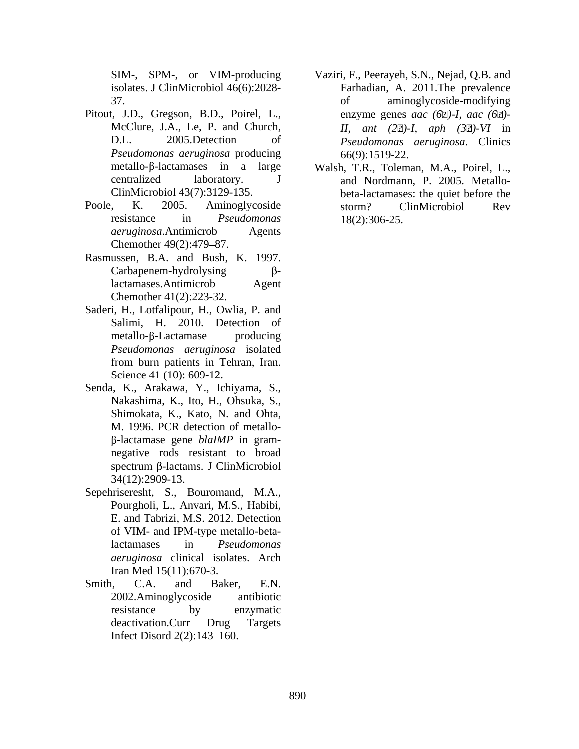SIM-, SPM-, or VIM-producing isolates. J ClinMicrobiol 46(6):2028-37.

Pitout, J.D., Gregson, B.D., Poirel, L., McClure, J.A., Le, P. and Church, D.L. 2005.Detection of *Pseudomonas aeruginosa* producing metallo-β-lactamases in a large centralized laboratory. J ClinMicrobiol 43(7):3129-135.

Poole, K. 2005. Aminoglycoside resistance in *Pseudomonas aeruginosa*.Antimicrob Agents Chemother 49(2):479–87.

Rasmussen, B.A. and Bush, K. 1997. Carbapenem-hydrolysing β-lactamases.Antimicrob Agent Chemother 41(2):223-32.

Saderi, H., Lotfalipour, H., Owlia, P. and Salimi, H. 2010. Detection of metallo-β-Lactamase producing *Pseudomonas aeruginosa* isolated from burn patients in Tehran, Iran. Science 41 (10): 609-12.

Senda, K., Arakawa, Y., Ichiyama, S., Nakashima, K., Ito, H., Ohsuka, S., Shimokata, K., Kato, N. and Ohta, M. 1996. PCR detection of metallo-β-lactamase gene *blaIMP* in gram-negative rods resistant to broad spectrum β-lactams. J ClinMicrobiol 34(12):2909-13.

Sepehriseresht, S., Bouromand, M.A., Pourgholi, L., Anvari, M.S., Habibi, E. and Tabrizi, M.S. 2012. Detection of VIM- and IPM-type metallo-beta-lactamases in *Pseudomonas aeruginosa* clinical isolates. Arch Iran Med 15(11):670-3.

Smith, C.A. and Baker, E.N. 2002.Aminoglycoside antibiotic resistance by enzymatic deactivation.Curr Drug Targets Infect Disord 2(2):143–160.

Vaziri, F., Peerayeh, S.N., Nejad, Q.B. and Farhadian, A. 2011.The prevalence of aminoglycoside-modifying enzyme genes *aac (6)-I*, *aac (6)-II*, *ant (2)-I*, *aph (3)-VI* in *Pseudomonas aeruginosa*. Clinics 66(9):1519-22.

Walsh, T.R., Toleman, M.A., Poirel, L., and Nordmann, P. 2005. Metallo-beta-lactamases: the quiet before the storm? ClinMicrobiol Rev 18(2):306-25.